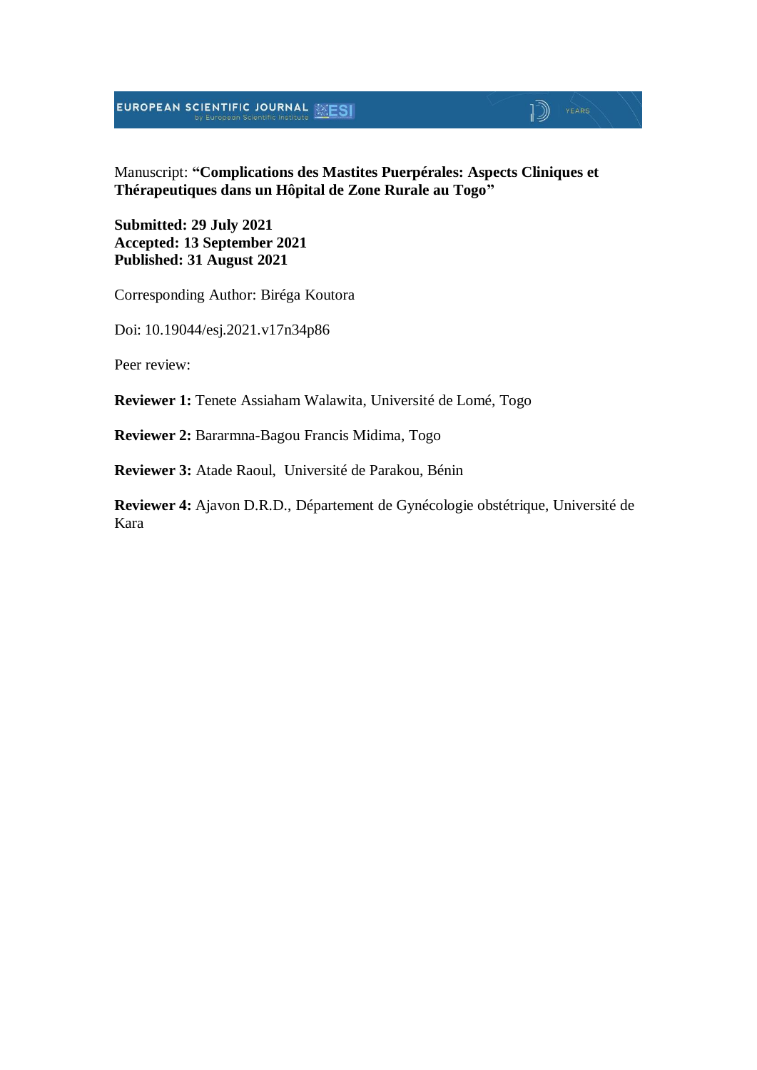Manuscript: **"Complications des Mastites Puerpérales: Aspects Cliniques et Thérapeutiques dans un Hôpital de Zone Rurale au Togo"**

**Submitted: 29 July 2021**
**Accepted: 13 September 2021**
**Published: 31 August 2021**

Corresponding Author: Biréga Koutora

Doi: 10.19044/esj.2021.v17n34p86

Peer review:

**Reviewer 1:** Tenete Assiaham Walawita, Université de Lomé, Togo

**Reviewer 2:** Bararmna-Bagou Francis Midima, Togo

**Reviewer 3:** Atade Raoul, Université de Parakou, Bénin

**Reviewer 4:** Ajavon D.R.D., Département de Gynécologie obstétrique, Université de Kara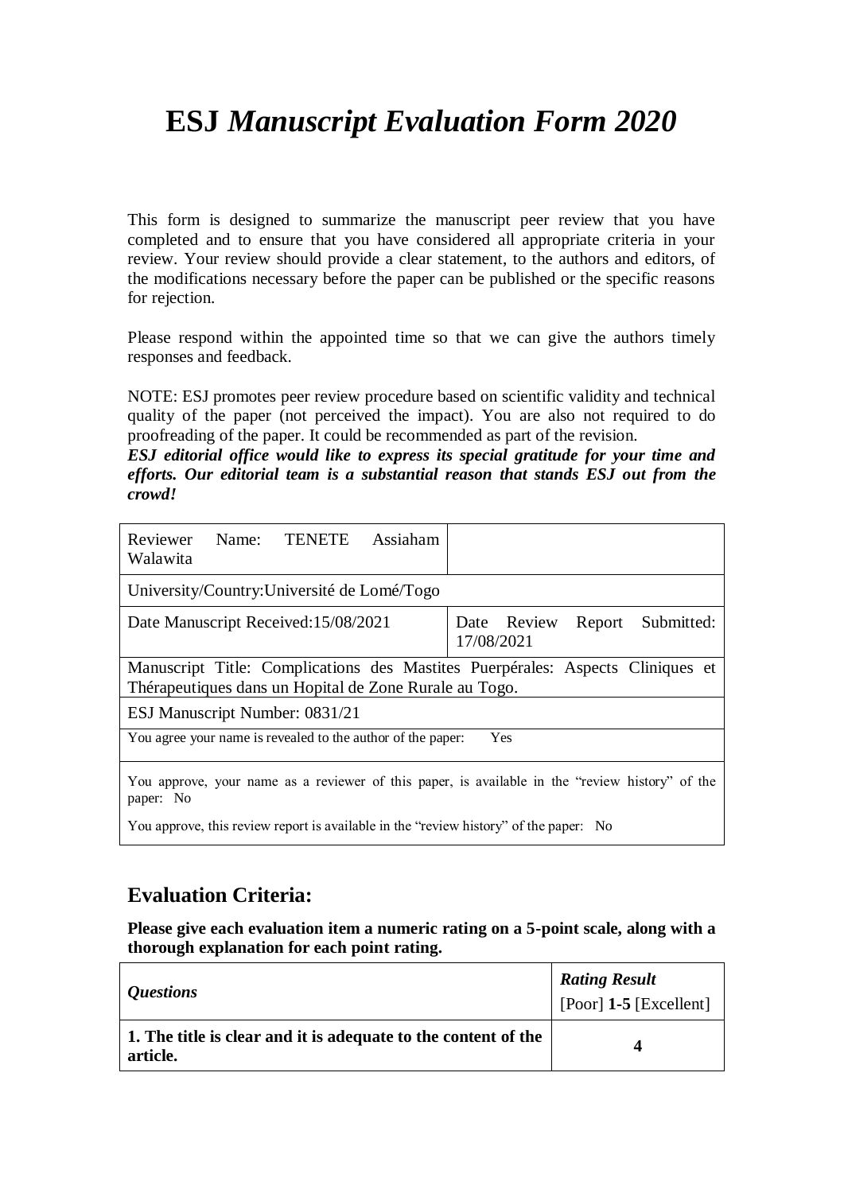# **ESJ** *Manuscript Evaluation Form 2020*

This form is designed to summarize the manuscript peer review that you have completed and to ensure that you have considered all appropriate criteria in your review. Your review should provide a clear statement, to the authors and editors, of the modifications necessary before the paper can be published or the specific reasons for rejection.

Please respond within the appointed time so that we can give the authors timely responses and feedback.

NOTE: ESJ promotes peer review procedure based on scientific validity and technical quality of the paper (not perceived the impact). You are also not required to do proofreading of the paper. It could be recommended as part of the revision.

***ESJ editorial office would like to express its special gratitude for your time and efforts. Our editorial team is a substantial reason that stands ESJ out from the crowd!***

| Reviewer Name: TENETE Assiaham Walawita | |
|---|---|
| University/Country:Université de Lomé/Togo | |
| Date Manuscript Received:15/08/2021 | Date Review Report Submitted: 17/08/2021 |
| Manuscript Title: Complications des Mastites Puerpérales: Aspects Cliniques et Thérapeutiques dans un Hopital de Zone Rurale au Togo. | |
| ESJ Manuscript Number: 0831/21 | |
| You agree your name is revealed to the author of the paper: Yes | |
| You approve, your name as a reviewer of this paper, is available in the "review history" of the paper: No<br><br>You approve, this review report is available in the "review history" of the paper: No | |

## **Evaluation Criteria:**

**Please give each evaluation item a numeric rating on a 5-point scale, along with a thorough explanation for each point rating.**

| *Questions* | *Rating Result* [Poor] **1-5** [Excellent] |
|---|---|
| **1. The title is clear and it is adequate to the content of the article.** | **4** |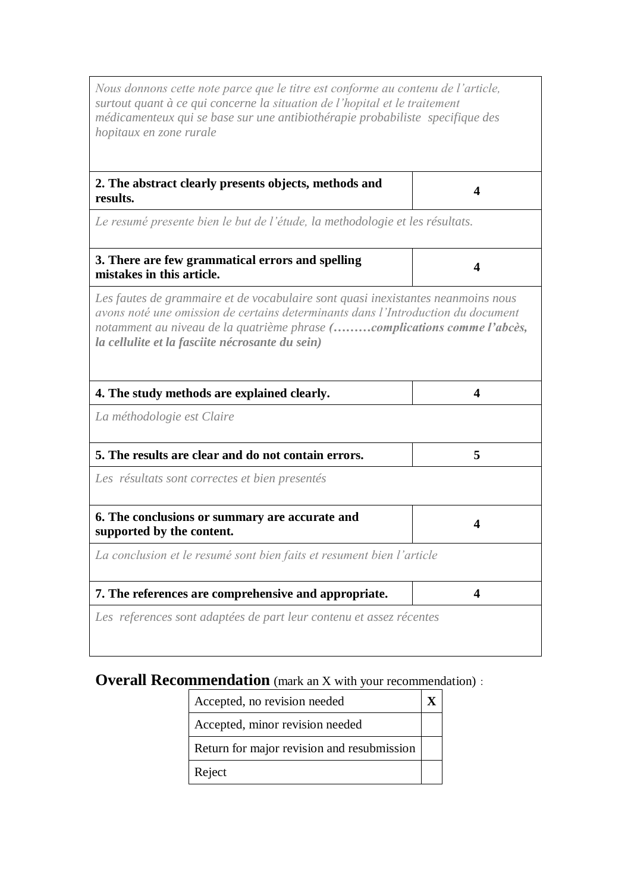| | |
|---|---|
| *Nous donnons cette note parce que le titre est conforme au contenu de l'article, surtout quant à ce qui concerne la situation de l'hopital et le traitement médicamenteux qui se base sur une antibiothérapie probabiliste specifique des hopitaux en zone rurale* | |
| **2. The abstract clearly presents objects, methods and results.** | **4** |
| *Le resumé presente bien le but de l'étude, la methodologie et les résultats.* | |
| **3. There are few grammatical errors and spelling mistakes in this article.** | **4** |
| *Les fautes de grammaire et de vocabulaire sont quasi inexistantes neanmoins nous avons noté une omission de certains determinants dans l'Introduction du document notamment au niveau de la quatrième phrase* ***(………complications comme l'abcès, la cellulite et la fasciite nécrosante du sein)*** | |
| **4. The study methods are explained clearly.** | **4** |
| *La méthodologie est Claire* | |
| **5. The results are clear and do not contain errors.** | **5** |
| *Les résultats sont correctes et bien presentés* | |
| **6. The conclusions or summary are accurate and supported by the content.** | **4** |
| *La conclusion et le resumé sont bien faits et resument bien l'article* | |
| **7. The references are comprehensive and appropriate.** | **4** |
| *Les references sont adaptées de part leur contenu et assez récentes* | |

**Overall Recommendation** (mark an X with your recommendation) :

| | |
|---|---|
| Accepted, no revision needed | **X** |
| Accepted, minor revision needed | |
| Return for major revision and resubmission | |
| Reject | |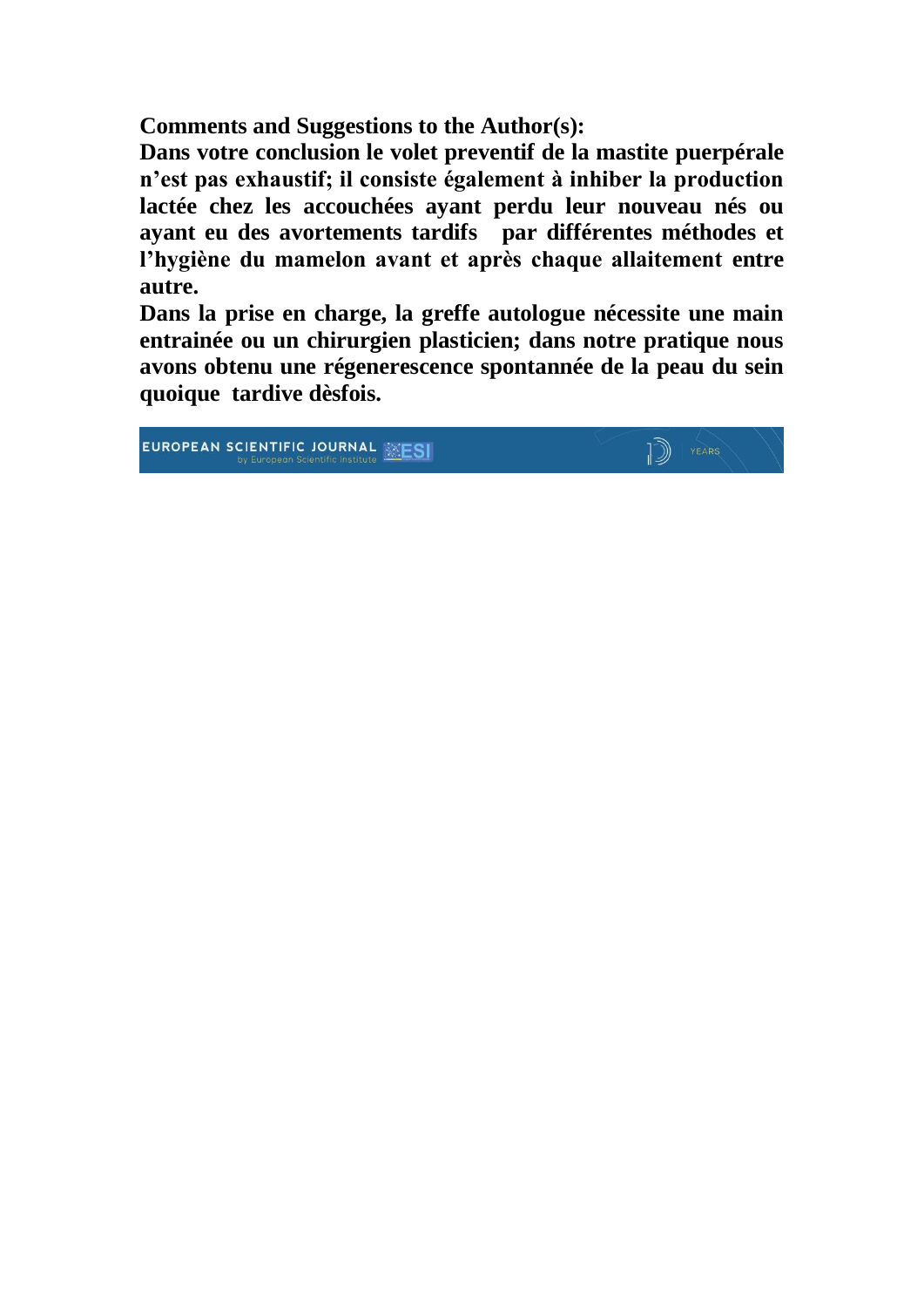**Comments and Suggestions to the Author(s):**

**Dans votre conclusion le volet preventif de la mastite puerpérale n'est pas exhaustif; il consiste également à inhiber la production lactée chez les accouchées ayant perdu leur nouveau nés ou ayant eu des avortements tardifs par différentes méthodes et l'hygiène du mamelon avant et après chaque allaitement entre autre.**

**Dans la prise en charge, la greffe autologue nécessite une main entrainée ou un chirurgien plasticien; dans notre pratique nous avons obtenu une régenerescence spontannée de la peau du sein quoique tardive dèsfois.**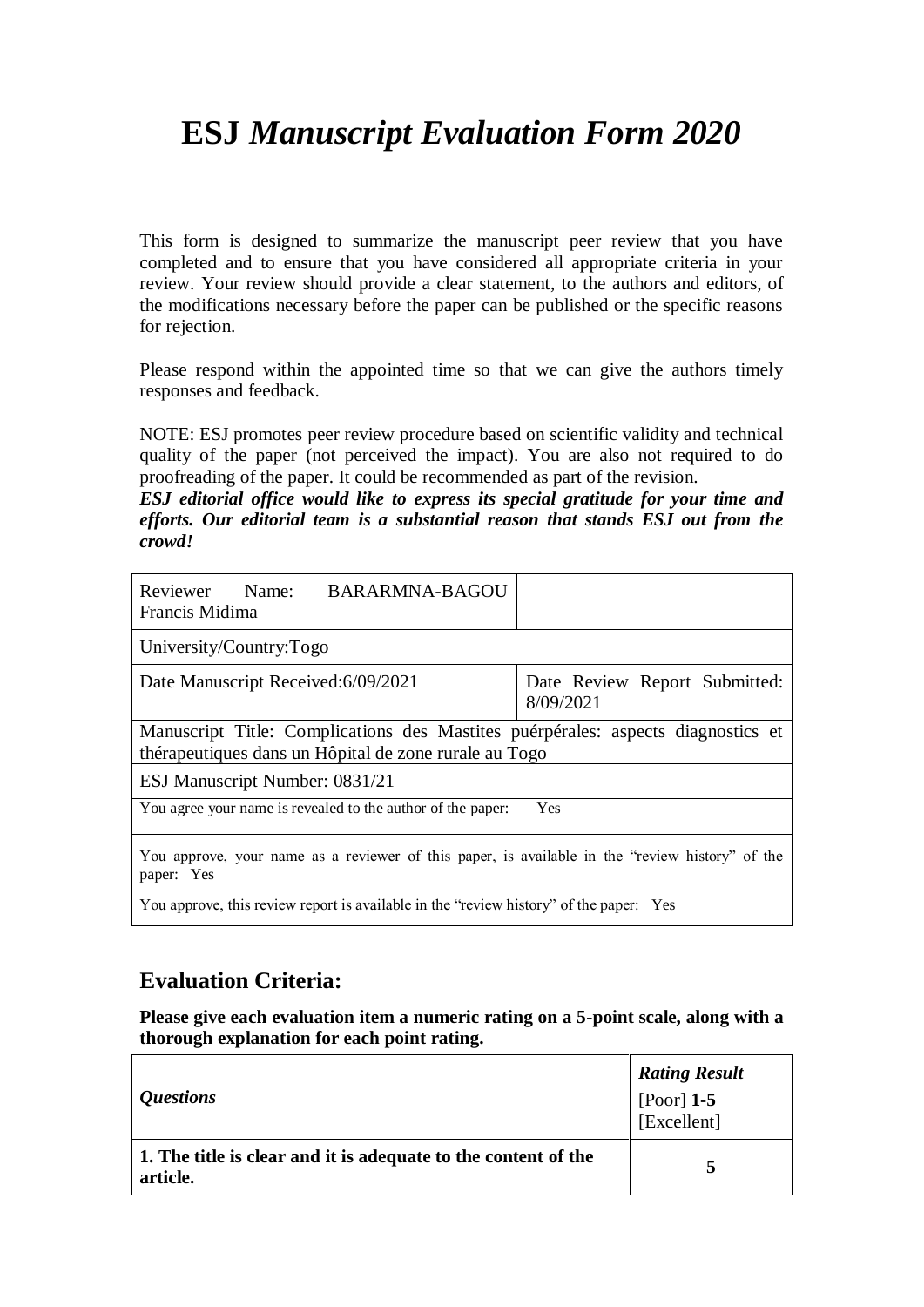# ESJ *Manuscript Evaluation Form 2020*

This form is designed to summarize the manuscript peer review that you have completed and to ensure that you have considered all appropriate criteria in your review. Your review should provide a clear statement, to the authors and editors, of the modifications necessary before the paper can be published or the specific reasons for rejection.

Please respond within the appointed time so that we can give the authors timely responses and feedback.

NOTE: ESJ promotes peer review procedure based on scientific validity and technical quality of the paper (not perceived the impact). You are also not required to do proofreading of the paper. It could be recommended as part of the revision.

***ESJ editorial office would like to express its special gratitude for your time and efforts. Our editorial team is a substantial reason that stands ESJ out from the crowd!***

| Reviewer Name: BARARMNA-BAGOU Francis Midima | |
|---|---|
| University/Country:Togo | |
| Date Manuscript Received:6/09/2021 | Date Review Report Submitted: 8/09/2021 |
| Manuscript Title: Complications des Mastites puérpérales: aspects diagnostics et thérapeutiques dans un Hôpital de zone rurale au Togo | |
| ESJ Manuscript Number: 0831/21 | |
| You agree your name is revealed to the author of the paper: Yes | |
| You approve, your name as a reviewer of this paper, is available in the "review history" of the paper: Yes<br>You approve, this review report is available in the "review history" of the paper: Yes | |

## Evaluation Criteria:

**Please give each evaluation item a numeric rating on a 5-point scale, along with a thorough explanation for each point rating.**

| *Questions* | ***Rating Result*** [Poor] **1-5** [Excellent] |
|---|---|
| **1. The title is clear and it is adequate to the content of the article.** | **5** |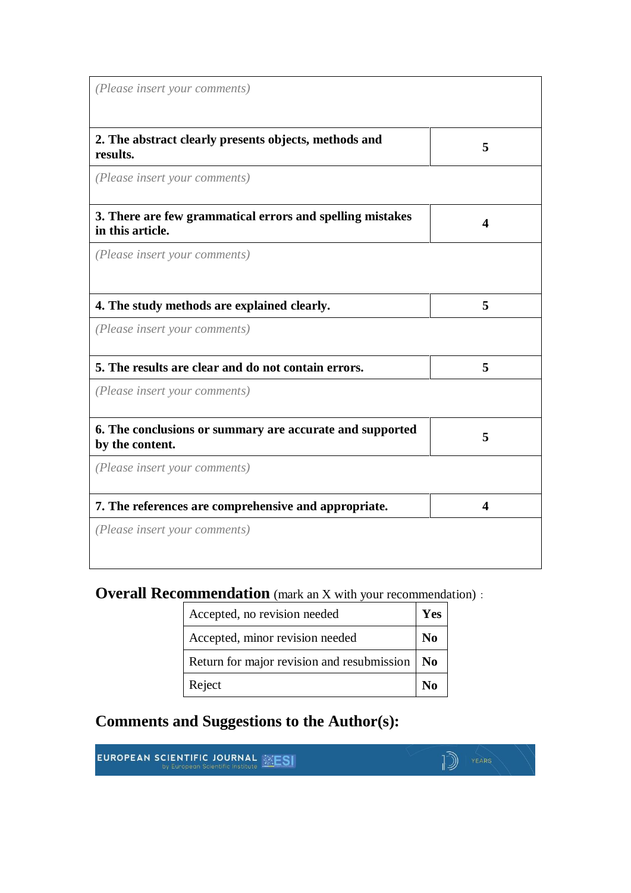| | |
|---|---|
| *(Please insert your comments)* | |
| **2. The abstract clearly presents objects, methods and results.** | **5** |
| *(Please insert your comments)* | |
| **3. There are few grammatical errors and spelling mistakes in this article.** | **4** |
| *(Please insert your comments)* | |
| **4. The study methods are explained clearly.** | **5** |
| *(Please insert your comments)* | |
| **5. The results are clear and do not contain errors.** | **5** |
| *(Please insert your comments)* | |
| **6. The conclusions or summary are accurate and supported by the content.** | **5** |
| *(Please insert your comments)* | |
| **7. The references are comprehensive and appropriate.** | **4** |
| *(Please insert your comments)* | |

**Overall Recommendation** (mark an X with your recommendation) :

| | |
|---|---|
| Accepted, no revision needed | **Yes** |
| Accepted, minor revision needed | **No** |
| Return for major revision and resubmission | **No** |
| Reject | **No** |

## Comments and Suggestions to the Author(s):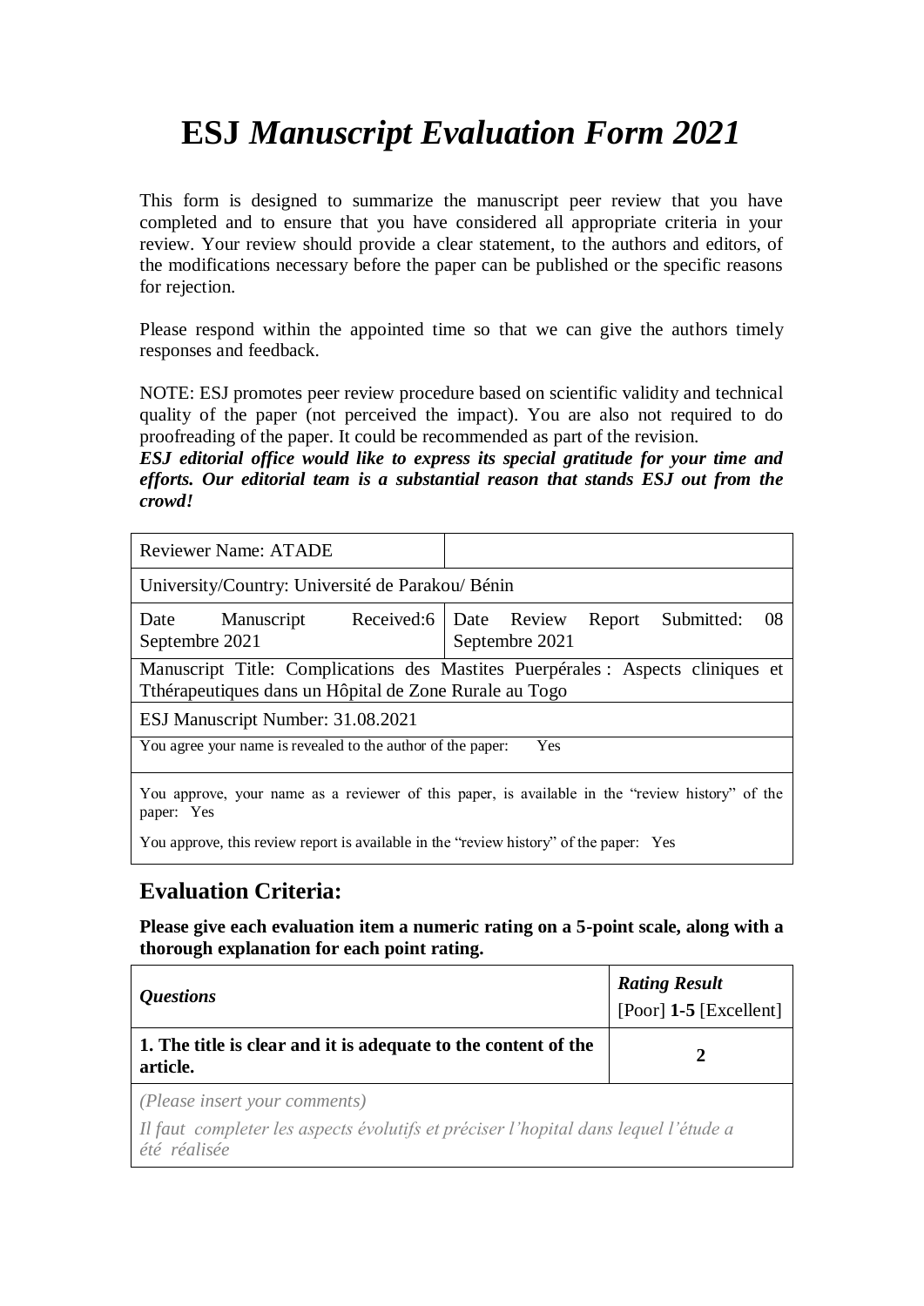# ESJ *Manuscript Evaluation Form 2021*

This form is designed to summarize the manuscript peer review that you have completed and to ensure that you have considered all appropriate criteria in your review. Your review should provide a clear statement, to the authors and editors, of the modifications necessary before the paper can be published or the specific reasons for rejection.

Please respond within the appointed time so that we can give the authors timely responses and feedback.

NOTE: ESJ promotes peer review procedure based on scientific validity and technical quality of the paper (not perceived the impact). You are also not required to do proofreading of the paper. It could be recommended as part of the revision.

***ESJ editorial office would like to express its special gratitude for your time and efforts. Our editorial team is a substantial reason that stands ESJ out from the crowd!***

| Reviewer Name: ATADE | |
|---|---|
| University/Country: Université de Parakou/ Bénin | |
| Date Manuscript Received:6 Septembre 2021 | Date Review Report Submitted: 08 Septembre 2021 |
| Manuscript Title: Complications des Mastites Puerpérales : Aspects cliniques et Tthérapeutiques dans un Hôpital de Zone Rurale au Togo | |
| ESJ Manuscript Number: 31.08.2021 | |
| You agree your name is revealed to the author of the paper: Yes | |
| You approve, your name as a reviewer of this paper, is available in the "review history" of the paper: Yes<br>You approve, this review report is available in the "review history" of the paper: Yes | |

## Evaluation Criteria:

**Please give each evaluation item a numeric rating on a 5-point scale, along with a thorough explanation for each point rating.**

| *Questions* | ***Rating Result*** [Poor] **1-5** [Excellent] |
|---|---|
| **1. The title is clear and it is adequate to the content of the article.** | **2** |
| *(Please insert your comments)*<br>*Il faut completer les aspects évolutifs et préciser l'hopital dans lequel l'étude a été réalisée* | |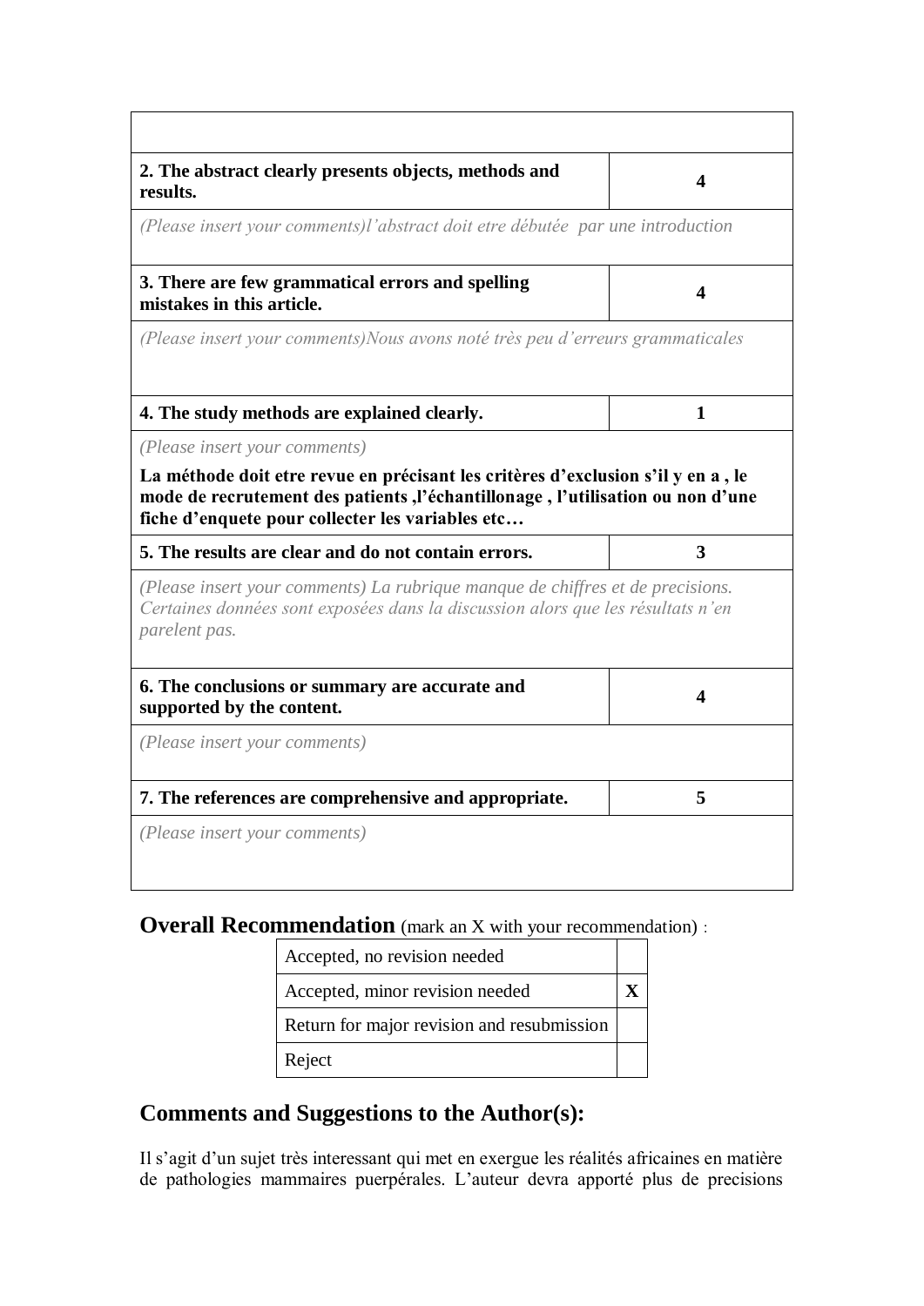| | |
|---|---|
| | |
| **2. The abstract clearly presents objects, methods and results.** | **4** |
| *(Please insert your comments)l'abstract doit etre débutée  par une introduction* | |
| **3. There are few grammatical errors and spelling mistakes in this article.** | **4** |
| *(Please insert your comments)Nous avons noté très peu d'erreurs grammaticales* | |
| **4. The study methods are explained clearly.** | **1** |
| *(Please insert your comments)* **La méthode doit etre revue en précisant les critères d'exclusion s'il y en a , le mode de recrutement des patients ,l'échantillonage , l'utilisation ou non d'une fiche d'enquete pour collecter les variables etc…** | |
| **5. The results are clear and do not contain errors.** | **3** |
| *(Please insert your comments) La rubrique manque de chiffres et de precisions. Certaines données sont exposées dans la discussion alors que les résultats n'en parelent pas.* | |
| **6. The conclusions or summary are accurate and supported by the content.** | **4** |
| *(Please insert your comments)* | |
| **7. The references are comprehensive and appropriate.** | **5** |
| *(Please insert your comments)* | |

## Overall Recommendation (mark an X with your recommendation) :

| | |
|---|---|
| Accepted, no revision needed | |
| Accepted, minor revision needed | **X** |
| Return for major revision and resubmission | |
| Reject | |

## Comments and Suggestions to the Author(s):

Il s'agit d'un sujet très interessant qui met en exergue les réalités africaines en matière de pathologies mammaires puerpérales. L'auteur devra apporté plus de precisions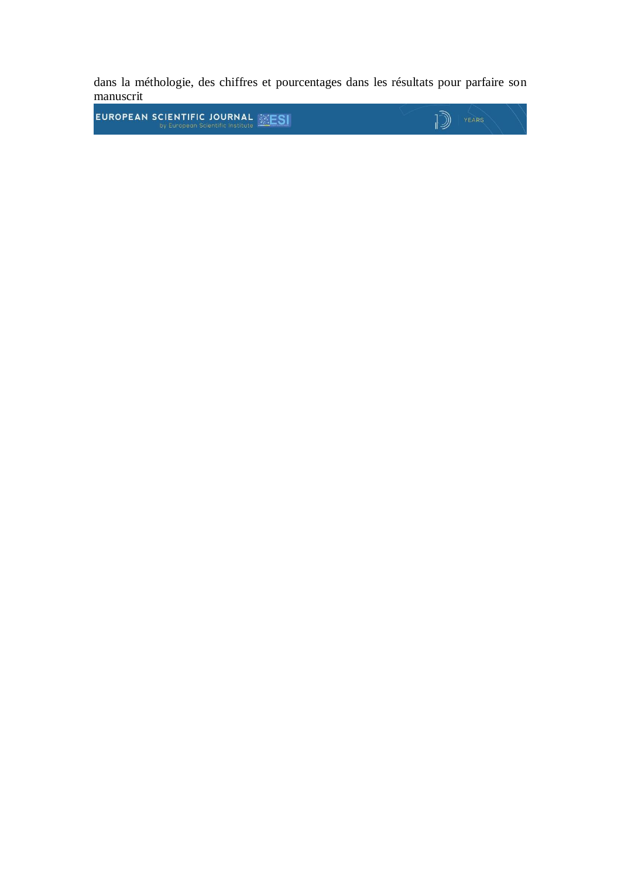dans la méthologie, des chiffres et pourcentages dans les résultats pour parfaire son manuscrit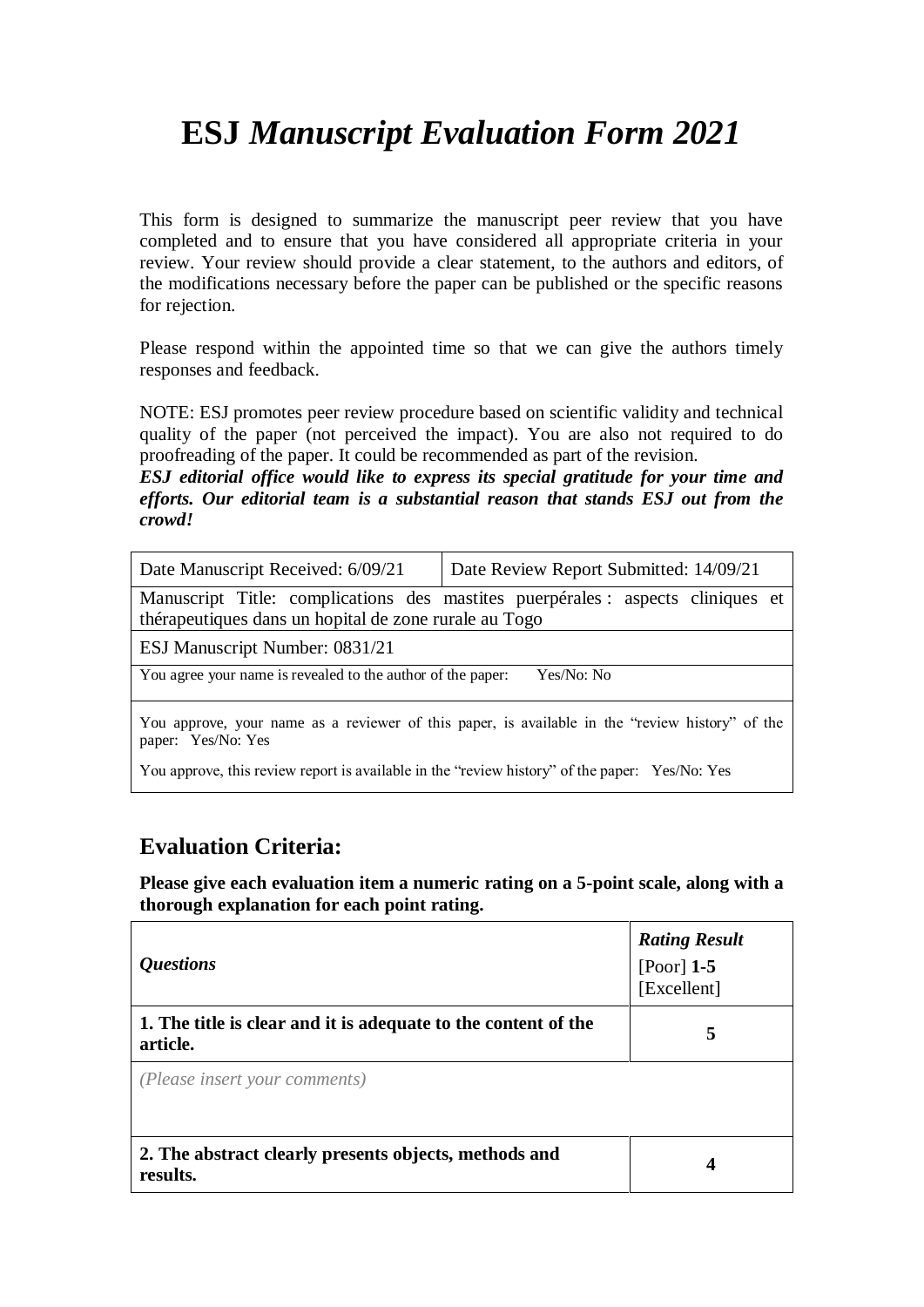# ESJ *Manuscript Evaluation Form 2021*

This form is designed to summarize the manuscript peer review that you have completed and to ensure that you have considered all appropriate criteria in your review. Your review should provide a clear statement, to the authors and editors, of the modifications necessary before the paper can be published or the specific reasons for rejection.

Please respond within the appointed time so that we can give the authors timely responses and feedback.

NOTE: ESJ promotes peer review procedure based on scientific validity and technical quality of the paper (not perceived the impact). You are also not required to do proofreading of the paper. It could be recommended as part of the revision.

***ESJ editorial office would like to express its special gratitude for your time and efforts. Our editorial team is a substantial reason that stands ESJ out from the crowd!***

| Date Manuscript Received: 6/09/21 | Date Review Report Submitted: 14/09/21 |
|---|---|
| Manuscript Title: complications des mastites puerpérales : aspects cliniques et thérapeutiques dans un hopital de zone rurale au Togo | |
| ESJ Manuscript Number: 0831/21 | |
| You agree your name is revealed to the author of the paper: Yes/No: No | |
| You approve, your name as a reviewer of this paper, is available in the "review history" of the paper: Yes/No: Yes<br>You approve, this review report is available in the "review history" of the paper: Yes/No: Yes | |

## Evaluation Criteria:

**Please give each evaluation item a numeric rating on a 5-point scale, along with a thorough explanation for each point rating.**

| *Questions* | *Rating Result* [Poor] **1-5** [Excellent] |
|---|---|
| **1. The title is clear and it is adequate to the content of the article.** | **5** |
| *(Please insert your comments)* | |
| **2. The abstract clearly presents objects, methods and results.** | **4** |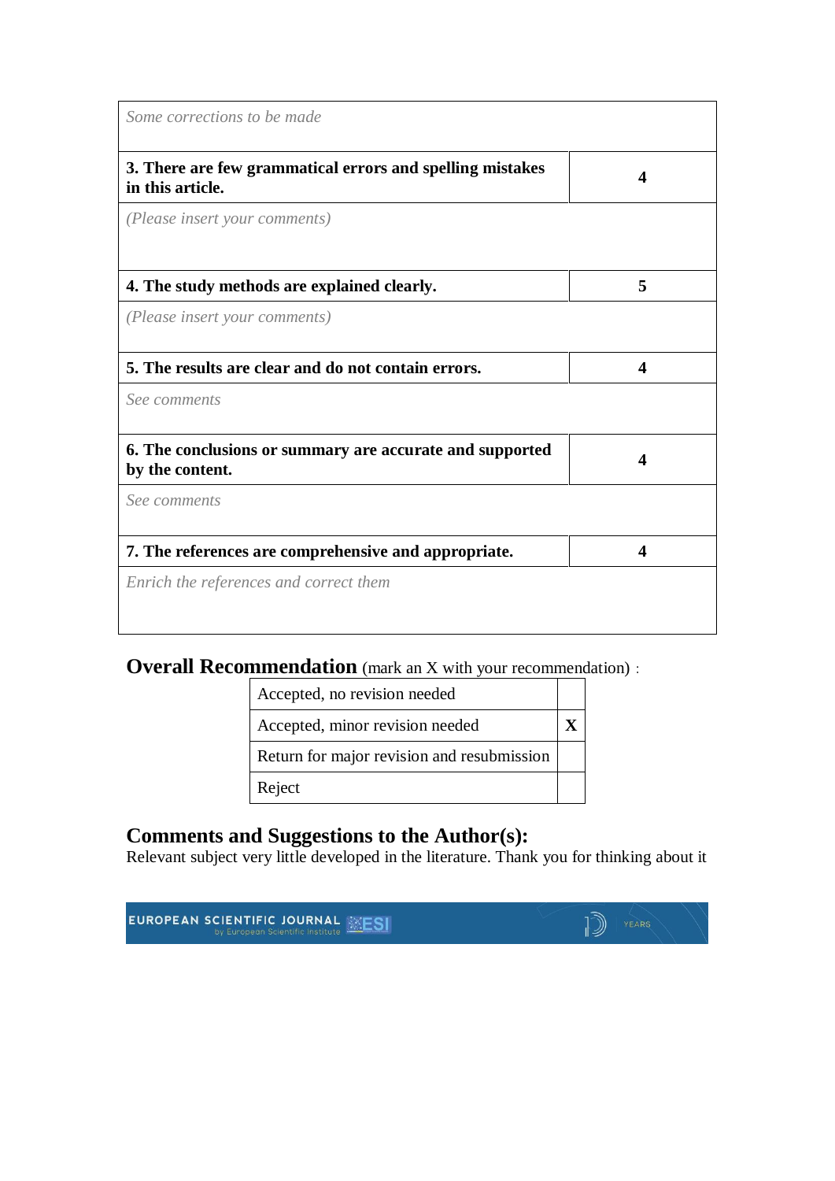| | |
|---|---|
| *Some corrections to be made* | |
| **3. There are few grammatical errors and spelling mistakes in this article.** | **4** |
| *(Please insert your comments)* | |
| **4. The study methods are explained clearly.** | **5** |
| *(Please insert your comments)* | |
| **5. The results are clear and do not contain errors.** | **4** |
| *See comments* | |
| **6. The conclusions or summary are accurate and supported by the content.** | **4** |
| *See comments* | |
| **7. The references are comprehensive and appropriate.** | **4** |
| *Enrich the references and correct them* | |

**Overall Recommendation** (mark an X with your recommendation) :

| | |
|---|---|
| Accepted, no revision needed | |
| Accepted, minor revision needed | **X** |
| Return for major revision and resubmission | |
| Reject | |

## Comments and Suggestions to the Author(s):

Relevant subject very little developed in the literature. Thank you for thinking about it